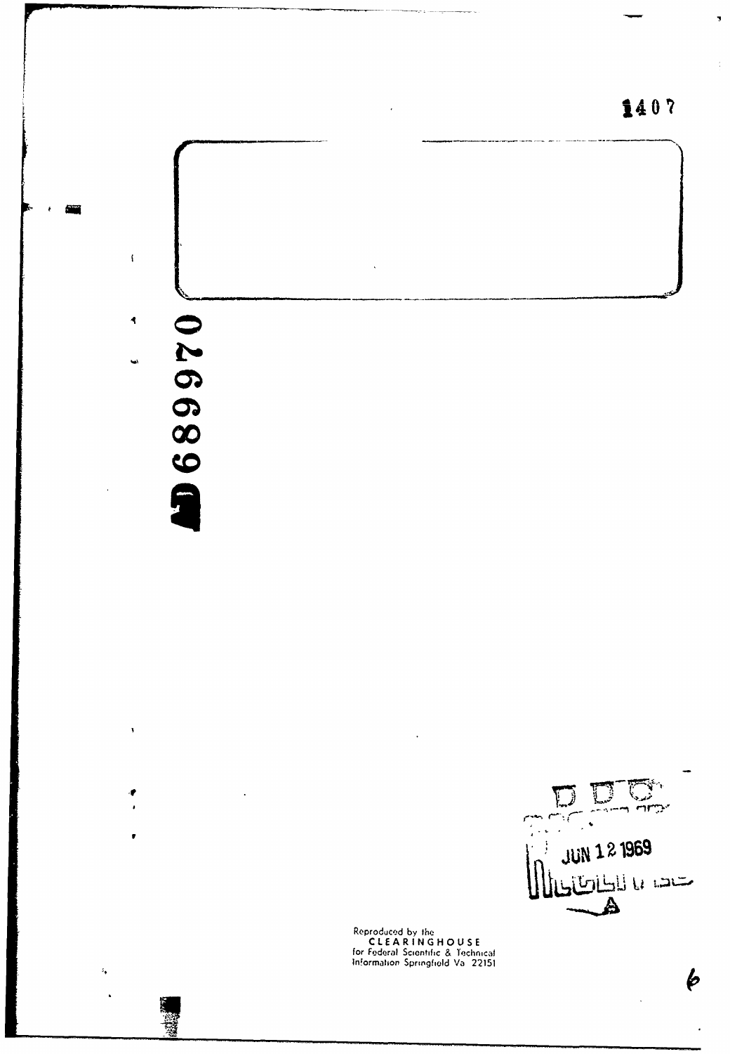1407

AD 689970

DDC

JUN 12 1969

A

Reproduced by the
CLEARINGHOUSE
for Federal Scientific & Technical
Information Springfield Va 22151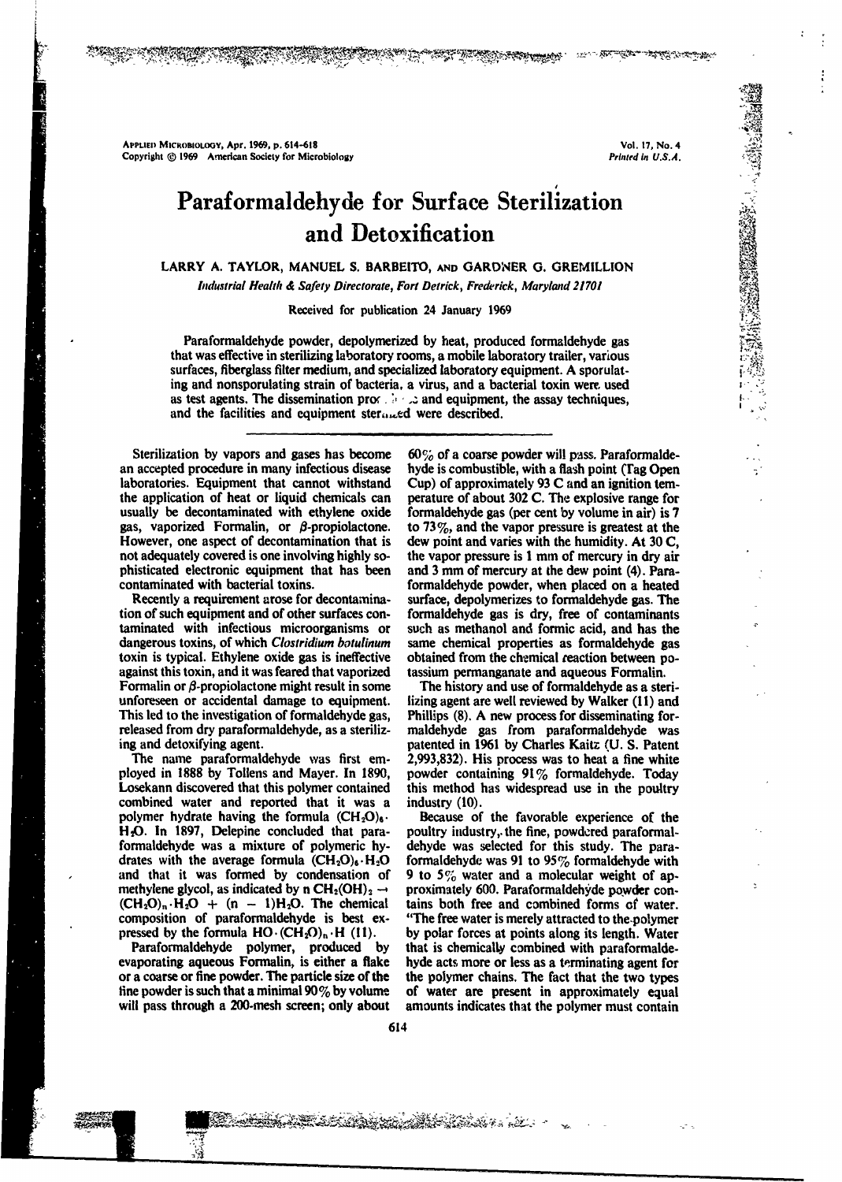# Paraformaldehyde for Surface Sterilization and Detoxification

LARRY A. TAYLOR, MANUEL S. BARBEITO, AND GARDNER G. GREMILLION

*Industrial Health & Safety Directorate, Fort Detrick, Frederick, Maryland 21701*

Received for publication 24 January 1969

Paraformaldehyde powder, depolymerized by heat, produced formaldehyde gas that was effective in sterilizing laboratory rooms, a mobile laboratory trailer, various surfaces, fiberglass filter medium, and specialized laboratory equipment. A sporulating and nonsporulating strain of bacteria, a virus, and a bacterial toxin were used as test agents. The dissemination proc... and equipment, the assay techniques, and the facilities and equipment ster...ed were described.

---

Sterilization by vapors and gases has become an accepted procedure in many infectious disease laboratories. Equipment that cannot withstand the application of heat or liquid chemicals can usually be decontaminated with ethylene oxide gas, vaporized Formalin, or $\beta$-propiolactone. However, one aspect of decontamination that is not adequately covered is one involving highly sophisticated electronic equipment that has been contaminated with bacterial toxins.

Recently a requirement arose for decontamination of such equipment and of other surfaces contaminated with infectious microorganisms or dangerous toxins, of which *Clostridium botulinum* toxin is typical. Ethylene oxide gas is ineffective against this toxin, and it was feared that vaporized Formalin or $\beta$-propiolactone might result in some unforeseen or accidental damage to equipment. This led to the investigation of formaldehyde gas, released from dry paraformaldehyde, as a sterilizing and detoxifying agent.

The name paraformaldehyde was first employed in 1888 by Tollens and Mayer. In 1890, Losekann discovered that this polymer contained combined water and reported that it was a polymer hydrate having the formula $(CH_2O)_6 \cdot H_2O$. In 1897, Delepine concluded that paraformaldehyde was a mixture of polymeric hydrates with the average formula $(CH_2O)_6 \cdot H_2O$ and that it was formed by condensation of methylene glycol, as indicated by $n\, CH_2(OH)_2 \rightarrow (CH_2O)_n \cdot H_2O + (n - 1)H_2O$. The chemical composition of paraformaldehyde is best expressed by the formula $HO \cdot (CH_2O)_n \cdot H$ (11).

Paraformaldehyde polymer, produced by evaporating aqueous Formalin, is either a flake or a coarse or fine powder. The particle size of the fine powder is such that a minimal 90% by volume will pass through a 200-mesh screen; only about 60% of a coarse powder will pass. Paraformaldehyde is combustible, with a flash point (Tag Open Cup) of approximately 93 C and an ignition temperature of about 302 C. The explosive range for formaldehyde gas (per cent by volume in air) is 7 to 73%, and the vapor pressure is greatest at the dew point and varies with the humidity. At 30 C, the vapor pressure is 1 mm of mercury in dry air and 3 mm of mercury at the dew point (4). Paraformaldehyde powder, when placed on a heated surface, depolymerizes to formaldehyde gas. The formaldehyde gas is dry, free of contaminants such as methanol and formic acid, and has the same chemical properties as formaldehyde gas obtained from the chemical reaction between potassium permanganate and aqueous Formalin.

The history and use of formaldehyde as a sterilizing agent are well reviewed by Walker (11) and Phillips (8). A new process for disseminating formaldehyde gas from paraformaldehyde was patented in 1961 by Charles Kaitz (U. S. Patent 2,993,832). His process was to heat a fine white powder containing 91% formaldehyde. Today this method has widespread use in the poultry industry (10).

Because of the favorable experience of the poultry industry, the fine, powdered paraformaldehyde was selected for this study. The paraformaldehyde was 91 to 95% formaldehyde with 9 to 5% water and a molecular weight of approximately 600. Paraformaldehyde powder contains both free and combined forms of water. "The free water is merely attracted to the polymer by polar forces at points along its length. Water that is chemically combined with paraformaldehyde acts more or less as a terminating agent for the polymer chains. The fact that the two types of water are present in approximately equal amounts indicates that the polymer must contain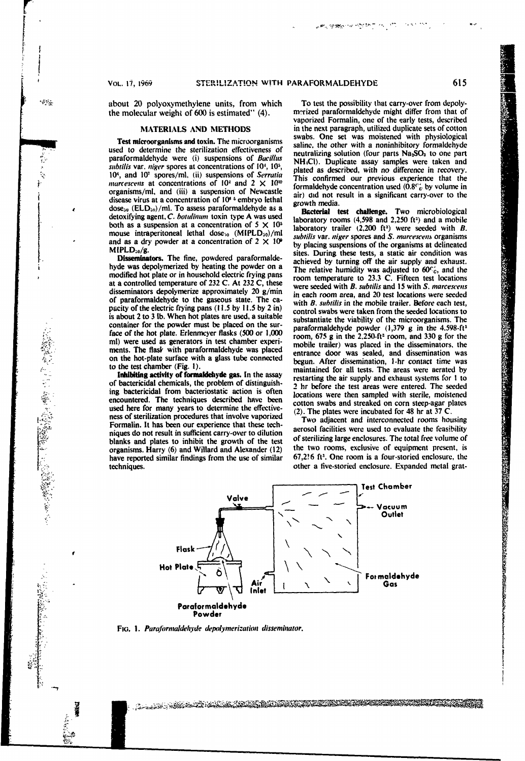about 20 polyoxymethylene units, from which the molecular weight of 600 is estimated" (4).

## MATERIALS AND METHODS

**Test microorganisms and toxin.** The microorganisms used to determine the sterilization effectiveness of paraformaldehyde were (i) suspensions of *Bacillus subtilis* var. *niger* spores at concentrations of $10^4$, $10^5$, $10^6$, and $10^7$ spores/ml, (ii) suspensions of *Serratia marcescens* at concentrations of $10^4$ and $2 \times 10^{10}$ organisms/ml, and (iii) a suspension of Newcastle disease virus at a concentration of $10^{8.5}$ embryo lethal dose$_{50}$ ($ELD_{50}$)/ml. To assess paraformaldehyde as a detoxifying agent, *C. botulinum* toxin type A was used both as a suspension at a concentration of $5 \times 10^5$ mouse intraperitoneal lethal dose$_{50}$ ($MIPLD_{50}$)/ml and as a dry powder at a concentration of $2 \times 10^9$ $MIPLD_{50}$/g.

**Disseminators.** The fine, powdered paraformaldehyde was depolymerized by heating the powder on a modified hot plate or in household electric frying pans at a controlled temperature of 232 C. At 232 C, these disseminators depolymerize approximately 20 g/min of paraformaldehyde to the gaseous state. The capacity of the electric frying pans (11.5 by 11.5 by 2 in) is about 2 to 3 lb. When hot plates are used, a suitable container for the powder must be placed on the surface of the hot plate. Erlenmeyer flasks (500 or 1,000 ml) were used as generators in test chamber experiments. The flask with paraformaldehyde was placed on the hot-plate surface with a glass tube connected to the test chamber (Fig. 1).

**Inhibiting activity of formaldehyde gas.** In the assay of bactericidal chemicals, the problem of distinguishing bactericidal from bacteriostatic action is often encountered. The techniques described have been used here for many years to determine the effectiveness of sterilization procedures that involve vaporized Formalin. It has been our experience that these techniques do not result in sufficient carry-over to dilution blanks and plates to inhibit the growth of the test organisms. Harry (6) and Willard and Alexander (12) have reported similar findings from the use of similar techniques.

To test the possibility that carry-over from depolymerized paraformaldehyde might differ from that of vaporized Formalin, one of the early tests, described in the next paragraph, utilized duplicate sets of cotton swabs. One set was moistened with physiological saline, the other with a noninhibitory formaldehyde neutralizing solution (four parts $Na_2SO_3$ to one part $NH_4Cl$). Duplicate assay samples were taken and plated as described, with no difference in recovery. This confirmed our previous experience that the formaldehyde concentration used (0.8% by volume in air) did not result in a significant carry-over to the growth media.

**Bacterial test challenge.** Two microbiological laboratory rooms (4,598 and 2,250 ft$^3$) and a mobile laboratory trailer (2,200 ft$^3$) were seeded with *B. subtilis* var. *niger* spores and *S. marcescens* organisms by placing suspensions of the organisms at delineated sites. During these tests, a static air condition was achieved by turning off the air supply and exhaust. The relative humidity was adjusted to 60%, and the room temperature to 23.3 C. Fifteen test locations were seeded with *B. subtilis* and 15 with *S. marcescens* in each room area, and 20 test locations were seeded with *B. subtilis* in the mobile trailer. Before each test, control swabs were taken from the seeded locations to substantiate the viability of the microorganisms. The paraformaldehyde powder (1,379 g in the 4,598-ft$^3$ room, 675 g in the 2,250-ft$^3$ room, and 330 g for the mobile trailer) was placed in the disseminators, the entrance door was sealed, and dissemination was begun. After dissemination, 1-hr contact time was maintained for all tests. The areas were aerated by restarting the air supply and exhaust systems for 1 to 2 hr before the test areas were entered. The seeded locations were then sampled with sterile, moistened cotton swabs and streaked on corn steep-agar plates (2). The plates were incubated for 48 hr at 37 C.

Two adjacent and interconnected rooms housing aerosol facilities were used to evaluate the feasibility of sterilizing large enclosures. The total free volume of the two rooms, exclusive of equipment present, is 67,216 ft$^3$. One room is a four-storied enclosure, the other a five-storied enclosure. Expanded metal grat-

FIG. 1. *Paraformaldehyde depolymerization disseminator.*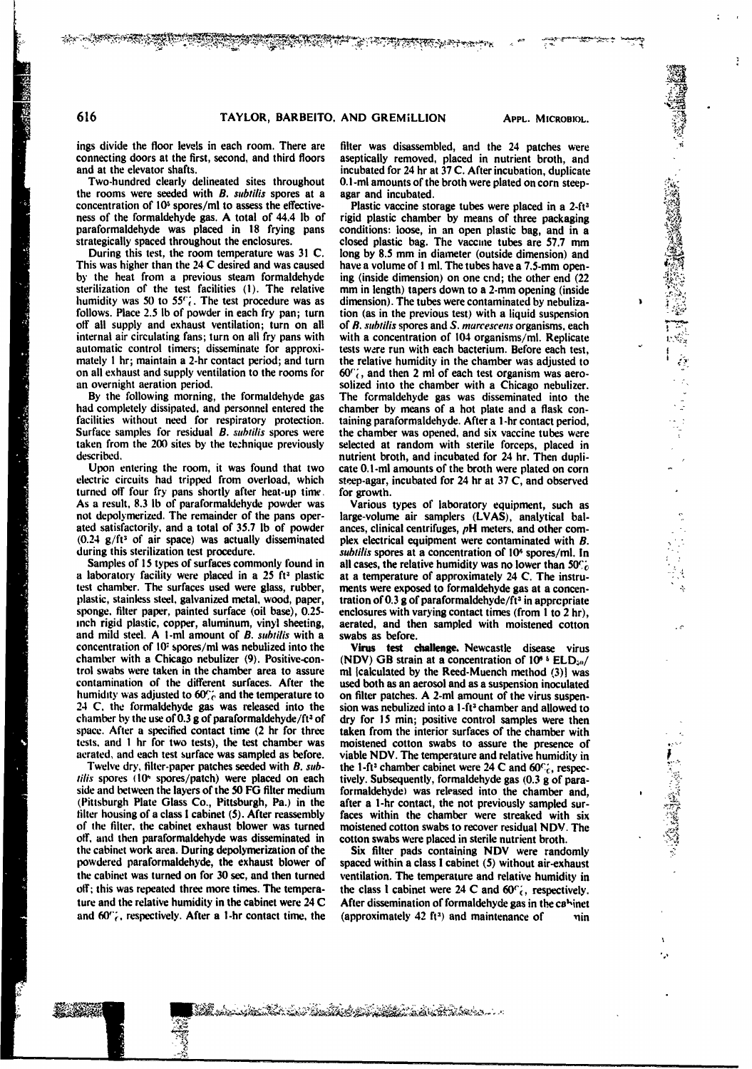ings divide the floor levels in each room. There are connecting doors at the first, second, and third floors and at the elevator shafts.

Two-hundred clearly delineated sites throughout the rooms were seeded with *B. subtilis* spores at a concentration of $10^5$ spores/ml to assess the effectiveness of the formaldehyde gas. A total of 44.4 lb of paraformaldehyde was placed in 18 frying pans strategically spaced throughout the enclosures.

During this test, the room temperature was 31 C. This was higher than the 24 C desired and was caused by the heat from a previous steam formaldehyde sterilization of the test facilities (1). The relative humidity was 50 to 55%. The test procedure was as follows. Place 2.5 lb of powder in each fry pan; turn off all supply and exhaust ventilation; turn on all internal air circulating fans; turn on all fry pans with automatic control timers; disseminate for approximately 1 hr; maintain a 2-hr contact period; and turn on all exhaust and supply ventilation to the rooms for an overnight aeration period.

By the following morning, the formaldehyde gas had completely dissipated, and personnel entered the facilities without need for respiratory protection. Surface samples for residual *B. subtilis* spores were taken from the 200 sites by the technique previously described.

Upon entering the room, it was found that two electric circuits had tripped from overload, which turned off four fry pans shortly after heat-up time. As a result, 8.3 lb of paraformaldehyde powder was not depolymerized. The remainder of the pans operated satisfactorily, and a total of 35.7 lb of powder (0.24 g/ft³ of air space) was actually disseminated during this sterilization test procedure.

Samples of 15 types of surfaces commonly found in a laboratory facility were placed in a 25 ft³ plastic test chamber. The surfaces used were glass, rubber, plastic, stainless steel, galvanized metal, wood, paper, sponge, filter paper, painted surface (oil base), 0.25-inch rigid plastic, copper, aluminum, vinyl sheeting, and mild steel. A 1-ml amount of *B. subtilis* with a concentration of $10^7$ spores/ml was nebulized into the chamber with a Chicago nebulizer (9). Positive-control swabs were taken in the chamber area to assure contamination of the different surfaces. After the humidity was adjusted to 60% and the temperature to 24 C, the formaldehyde gas was released into the chamber by the use of 0.3 g of paraformaldehyde/ft³ of space. After a specified contact time (2 hr for three tests, and 1 hr for two tests), the test chamber was aerated, and each test surface was sampled as before.

Twelve dry, filter-paper patches seeded with *B. subtilis* spores ($10^6$ spores/patch) were placed on each side and between the layers of the 50 FG filter medium (Pittsburgh Plate Glass Co., Pittsburgh, Pa.) in the filter housing of a class I cabinet (5). After reassembly of the filter, the cabinet exhaust blower was turned off, and then paraformaldehyde was disseminated in the cabinet work area. During depolymerization of the powdered paraformaldehyde, the exhaust blower of the cabinet was turned on for 30 sec, and then turned off; this was repeated three more times. The temperature and the relative humidity in the cabinet were 24 C and 60%, respectively. After a 1-hr contact time, the filter was disassembled, and the 24 patches were aseptically removed, placed in nutrient broth, and incubated for 24 hr at 37 C. After incubation, duplicate 0.1-ml amounts of the broth were plated on corn steep-agar and incubated.

Plastic vaccine storage tubes were placed in a 2-ft³ rigid plastic chamber by means of three packaging conditions: loose, in an open plastic bag, and in a closed plastic bag. The vaccine tubes are 57.7 mm long by 8.5 mm in diameter (outside dimension) and have a volume of 1 ml. The tubes have a 7.5-mm opening (inside dimension) on one end; the other end (22 mm in length) tapers down to a 2-mm opening (inside dimension). The tubes were contaminated by nebulization (as in the previous test) with a liquid suspension of *B. subtilis* spores and *S. marcescens* organisms, each with a concentration of $10^4$ organisms/ml. Replicate tests were run with each bacterium. Before each test, the relative humidity in the chamber was adjusted to 60%, and then 2 ml of each test organism was aerosolized into the chamber with a Chicago nebulizer. The formaldehyde gas was disseminated into the chamber by means of a hot plate and a flask containing paraformaldehyde. After a 1-hr contact period, the chamber was opened, and six vaccine tubes were selected at random with sterile forceps, placed in nutrient broth, and incubated for 24 hr. Then duplicate 0.1-ml amounts of the broth were plated on corn steep-agar, incubated for 24 hr at 37 C, and observed for growth.

Various types of laboratory equipment, such as large-volume air samplers (LVAS), analytical balances, clinical centrifuges, *p*H meters, and other complex electrical equipment were contaminated with *B. subtilis* spores at a concentration of $10^6$ spores/ml. In all cases, the relative humidity was no lower than 50% at a temperature of approximately 24 C. The instruments were exposed to formaldehyde gas at a concentration of 0.3 g of paraformaldehyde/ft³ in appropriate enclosures with varying contact times (from 1 to 2 hr), aerated, and then sampled with moistened cotton swabs as before.

**Virus test challenge.** Newcastle disease virus (NDV) GB strain at a concentration of $10^{8.5}$ $ELD_{50}$/ml [calculated by the Reed-Muench method (3)] was used both as an aerosol and as a suspension inoculated on filter patches. A 2-ml amount of the virus suspension was nebulized into a 1-ft³ chamber and allowed to dry for 15 min; positive control samples were then taken from the interior surfaces of the chamber with moistened cotton swabs to assure the presence of viable NDV. The temperature and relative humidity in the 1-ft³ chamber cabinet were 24 C and 60%, respectively. Subsequently, formaldehyde gas (0.3 g of paraformaldehyde) was released into the chamber and, after a 1-hr contact, the not previously sampled surfaces within the chamber were streaked with six moistened cotton swabs to recover residual NDV. The cotton swabs were placed in sterile nutrient broth.

Six filter pads containing NDV were randomly spaced within a class I cabinet (5) without air-exhaust ventilation. The temperature and relative humidity in the class I cabinet were 24 C and 60%, respectively. After dissemination of formaldehyde gas in the cabinet (approximately 42 ft³) and maintenance of min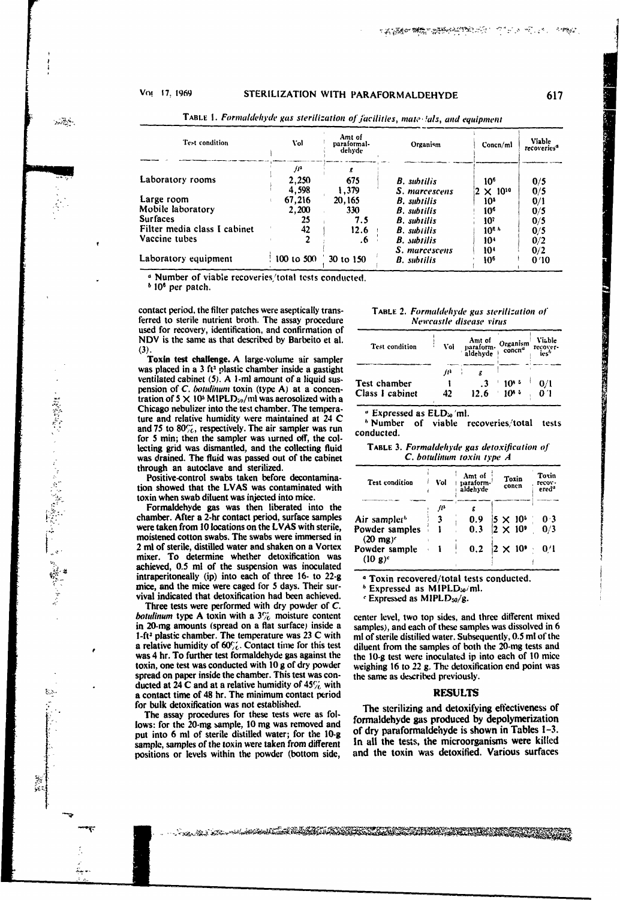TABLE 1. *Formaldehyde gas sterilization of facilities, materials, and equipment*

| Test condition | Vol | Amt of paraformaldehyde | Organism | Concn/ml | Viable recoveries[a] |
|---|---|---|---|---|---|
| | $ft^3$ | g | | | |
| Laboratory rooms | 2,250 | 675 | *B. subtilis* | $10^6$ | 0/5 |
| | 4,598 | 1,379 | *S. marcescens* | $2 \times 10^{10}$ | 0/5 |
| Large room | 67,216 | 20,165 | *B. subtilis* | $10^5$ | 0/1 |
| Mobile laboratory | 2,200 | 330 | *B. subtilis* | $10^6$ | 0/5 |
| Surfaces | 25 | 7.5 | *B. subtilis* | $10^7$ | 0/5 |
| Filter media class I cabinet | 42 | 12.6 | *B. subtilis* | $10^6$ [b] | 0/5 |
| Vaccine tubes | 2 | .6 | *B. subtilis* | $10^4$ | 0/2 |
| | | | *S. marcescens* | $10^4$ | 0/2 |
| Laboratory equipment | 100 to 500 | 30 to 150 | *B. subtilis* | $10^5$ | 0/10 |

[a] Number of viable recoveries/total tests conducted.
[b] $10^6$ per patch.

contact period, the filter patches were aseptically transferred to sterile nutrient broth. The assay procedure used for recovery, identification, and confirmation of NDV is the same as that described by Barbeito et al. (3).

**Toxin test challenge.** A large-volume air sampler was placed in a 3 $ft^3$ plastic chamber inside a gastight ventilated cabinet (5). A 1-ml amount of a liquid suspension of *C. botulinum* toxin (type A) at a concentration of $5 \times 10^5$ $MIPLD_{50}$/ml was aerosolized with a Chicago nebulizer into the test chamber. The temperature and relative humidity were maintained at 24 C and 75 to 80%, respectively. The air sampler was run for 5 min; then the sampler was turned off, the collecting grid was dismantled, and the collecting fluid was drained. The fluid was passed out of the cabinet through an autoclave and sterilized.

Positive-control swabs taken before decontamination showed that the LVAS was contaminated with toxin when swab diluent was injected into mice.

Formaldehyde gas was then liberated into the chamber. After a 2-hr contact period, surface samples were taken from 10 locations on the LVAS with sterile, moistened cotton swabs. The swabs were immersed in 2 ml of sterile, distilled water and shaken on a Vortex mixer. To determine whether detoxification was achieved, 0.5 ml of the suspension was inoculated intraperitoneally (ip) into each of three 16- to 22-g mice, and the mice were caged for 5 days. Their survival indicated that detoxification had been achieved.

Three tests were performed with dry powder of *C. botulinum* type A toxin with a 3% moisture content in 20-mg amounts (spread on a flat surface) inside a 1-$ft^3$ plastic chamber. The temperature was 23 C with a relative humidity of 60%. Contact time for this test was 4 hr. To further test formaldehyde gas against the toxin, one test was conducted with 10 g of dry powder spread on paper inside the chamber. This test was conducted at 24 C and at a relative humidity of 45% with a contact time of 48 hr. The minimum contact period for bulk detoxification was not established.

The assay procedures for these tests were as follows: for the 20-mg sample, 10 mg was removed and put into 6 ml of sterile distilled water; for the 10-g sample, samples of the toxin were taken from different positions or levels within the powder (bottom side, center level, two top sides, and three different mixed samples), and each of these samples was dissolved in 6 ml of sterile distilled water. Subsequently, 0.5 ml of the diluent from the samples of both the 20-mg tests and the 10-g test were inoculated ip into each of 10 mice weighing 16 to 22 g. The detoxification end point was the same as described previously.

TABLE 2. *Formaldehyde gas sterilization of Newcastle disease virus*

| Test condition | Vol | Amt of paraformaldehyde | Organism concn[a] | Viable recoveries[b] |
|---|---|---|---|---|
| | $ft^3$ | g | | |
| Test chamber | 1 | .3 | $10^{8.5}$ | 0/1 |
| Class I cabinet | 42 | 12.6 | $10^{8.5}$ | 0/1 |

[a] Expressed as $ELD_{50}$/ml.
[b] Number of viable recoveries/total tests conducted.

TABLE 3. *Formaldehyde gas detoxification of C. botulinum toxin type A*

| Test condition | Vol | Amt of paraformaldehyde | Toxin concn | Toxin recovered[a] |
|---|---|---|---|---|
| | $ft^3$ | g | | |
| Air sampler[b] | 3 | 0.9 | $5 \times 10^5$ | 0/3 |
| Powder samples (20 mg)[c] | 1 | 0.3 | $2 \times 10^9$ | 0/3 |
| Powder sample (10 g)[c] | 1 | 0.2 | $2 \times 10^9$ | 0/1 |

[a] Toxin recovered/total tests conducted.
[b] Expressed as $MIPLD_{50}$/ml.
[c] Expressed as $MIPLD_{50}$/g.

## RESULTS

The sterilizing and detoxifying effectiveness of formaldehyde gas produced by depolymerization of dry paraformaldehyde is shown in Tables 1–3. In all the tests, the microorganisms were killed and the toxin was detoxified. Various surfaces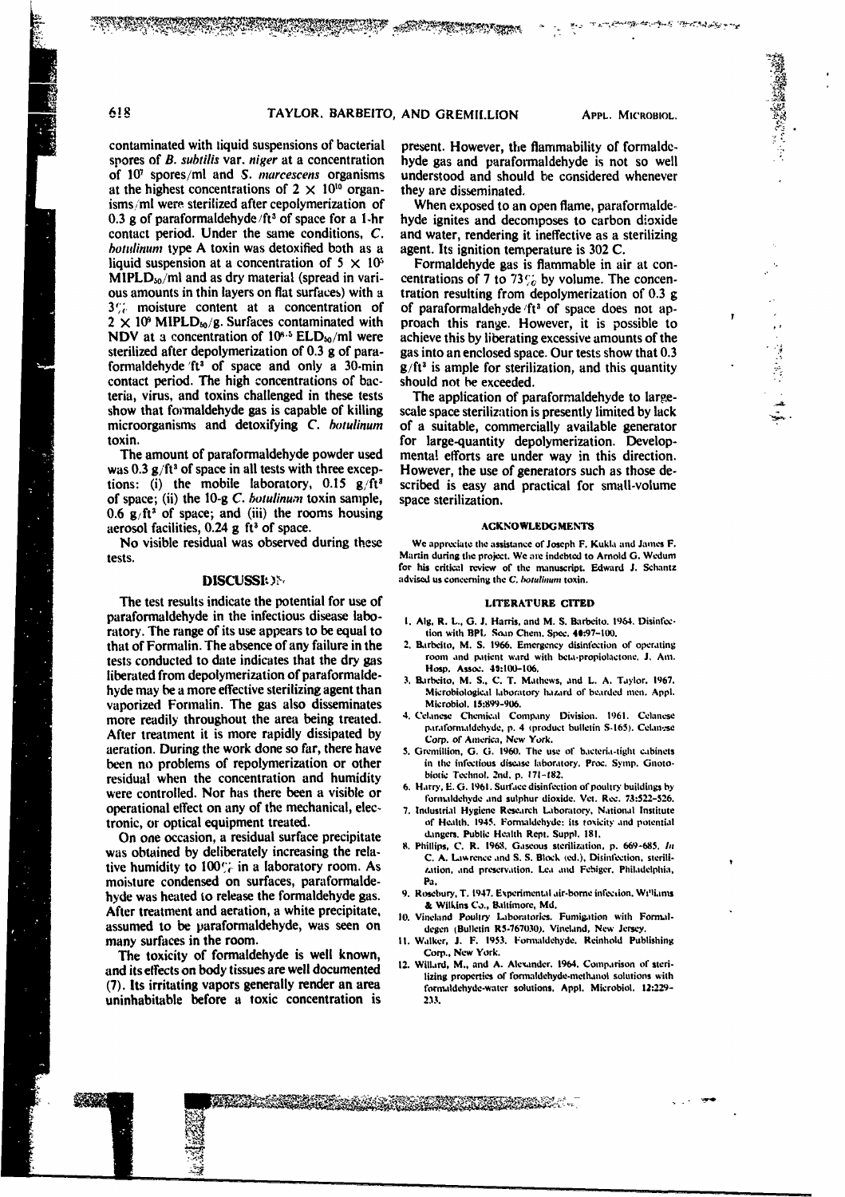contaminated with liquid suspensions of bacterial spores of *B. subtilis* var. *niger* at a concentration of $10^7$ spores/ml and *S. marcescens* organisms at the highest concentrations of $2 \times 10^{10}$ organisms/ml were sterilized after depolymerization of 0.3 g of paraformaldehyde/ft$^3$ of space for a 1-hr contact period. Under the same conditions, *C. botulinum* type A toxin was detoxified both as a liquid suspension at a concentration of $5 \times 10^5$ $MIPLD_{50}$/ml and as dry material (spread in various amounts in thin layers on flat surfaces) with a 3% moisture content at a concentration of $2 \times 10^9$ $MIPLD_{50}$/g. Surfaces contaminated with NDV at a concentration of $10^{6.5}$ $ELD_{50}$/ml were sterilized after depolymerization of 0.3 g of paraformaldehyde/ft$^3$ of space and only a 30-min contact period. The high concentrations of bacteria, virus, and toxins challenged in these tests show that formaldehyde gas is capable of killing microorganisms and detoxifying *C. botulinum* toxin.

The amount of paraformaldehyde powder used was 0.3 g/ft$^3$ of space in all tests with three exceptions: (i) the mobile laboratory, 0.15 g/ft$^3$ of space; (ii) the 10-g *C. botulinum* toxin sample, 0.6 g/ft$^3$ of space; and (iii) the rooms housing aerosol facilities, 0.24 g ft$^3$ of space.

No visible residual was observed during these tests.

## DISCUSSION

The test results indicate the potential for use of paraformaldehyde in the infectious disease laboratory. The range of its use appears to be equal to that of Formalin. The absence of any failure in the tests conducted to date indicates that the dry gas liberated from depolymerization of paraformaldehyde may be a more effective sterilizing agent than vaporized Formalin. The gas also disseminates more readily throughout the area being treated. After treatment it is more rapidly dissipated by aeration. During the work done so far, there have been no problems of repolymerization or other residual when the concentration and humidity were controlled. Nor has there been a visible or operational effect on any of the mechanical, electronic, or optical equipment treated.

On one occasion, a residual surface precipitate was obtained by deliberately increasing the relative humidity to 100% in a laboratory room. As moisture condensed on surfaces, paraformaldehyde was heated to release the formaldehyde gas. After treatment and aeration, a white precipitate, assumed to be paraformaldehyde, was seen on many surfaces in the room.

The toxicity of formaldehyde is well known, and its effects on body tissues are well documented (7). Its irritating vapors generally render an area uninhabitable before a toxic concentration is present. However, the flammability of formaldehyde gas and paraformaldehyde is not so well understood and should be considered whenever they are disseminated.

When exposed to an open flame, paraformaldehyde ignites and decomposes to carbon dioxide and water, rendering it ineffective as a sterilizing agent. Its ignition temperature is 302 C.

Formaldehyde gas is flammable in air at concentrations of 7 to 73% by volume. The concentration resulting from depolymerization of 0.3 g of paraformaldehyde/ft$^3$ of space does not approach this range. However, it is possible to achieve this by liberating excessive amounts of the gas into an enclosed space. Our tests show that 0.3 g/ft$^3$ is ample for sterilization, and this quantity should not be exceeded.

The application of paraformaldehyde to large-scale space sterilization is presently limited by lack of a suitable, commercially available generator for large-quantity depolymerization. Developmental efforts are under way in this direction. However, the use of generators such as those described is easy and practical for small-volume space sterilization.

## ACKNOWLEDGMENTS

We appreciate the assistance of Joseph F. Kukla and James F. Martin during the project. We are indebted to Arnold G. Wedum for his critical review of the manuscript. Edward J. Schantz advised us concerning the *C. botulinum* toxin.

## LITERATURE CITED

1. Alg, R. L., G. J. Harris, and M. S. Barbeito. 1964. Disinfection with BPL. Soap Chem. Spec. 40:97–100.
2. Barbeito, M. S. 1966. Emergency disinfection of operating room and patient ward with beta-propiolactone. J. Am. Hosp. Assoc. 40:100–106.
3. Barbeito, M. S., C. T. Mathews, and L. A. Taylor. 1967. Microbiological laboratory hazard of bearded men. Appl. Microbiol. 15:899–906.
4. Celanese Chemical Company Division. 1961. Celanese paraformaldehyde, p. 4 (product bulletin S-165). Celanese Corp. of America, New York.
5. Gremillion, G. G. 1960. The use of bacteria-tight cabinets in the infectious disease laboratory. Proc. Symp. Gnotobiotic Technol. 2nd, p. 171–182.
6. Harry, E. G. 1961. Surface disinfection of poultry buildings by formaldehyde and sulphur dioxide. Vet. Rec. 73:522–526.
7. Industrial Hygiene Research Laboratory, National Institute of Health. 1945. Formaldehyde: its toxicity and potential dangers. Public Health Rept. Suppl. 181.
8. Phillips, C. R. 1968. Gaseous sterilization, p. 669–685. *In* C. A. Lawrence and S. S. Block (ed.), Disinfection, sterilization, and preservation. Lea and Febiger, Philadelphia, Pa.
9. Rosebury, T. 1947. Experimental air-borne infection. Williams & Wilkins Co., Baltimore, Md.
10. Vineland Poultry Laboratories. Fumigation with Formaldegen (Bulletin R5-767030). Vineland, New Jersey.
11. Walker, J. F. 1953. Formaldehyde. Reinhold Publishing Corp., New York.
12. Willard, M., and A. Alexander. 1964. Comparison of sterilizing properties of formaldehyde-methanol solutions with formaldehyde-water solutions. Appl. Microbiol. 12:229–233.